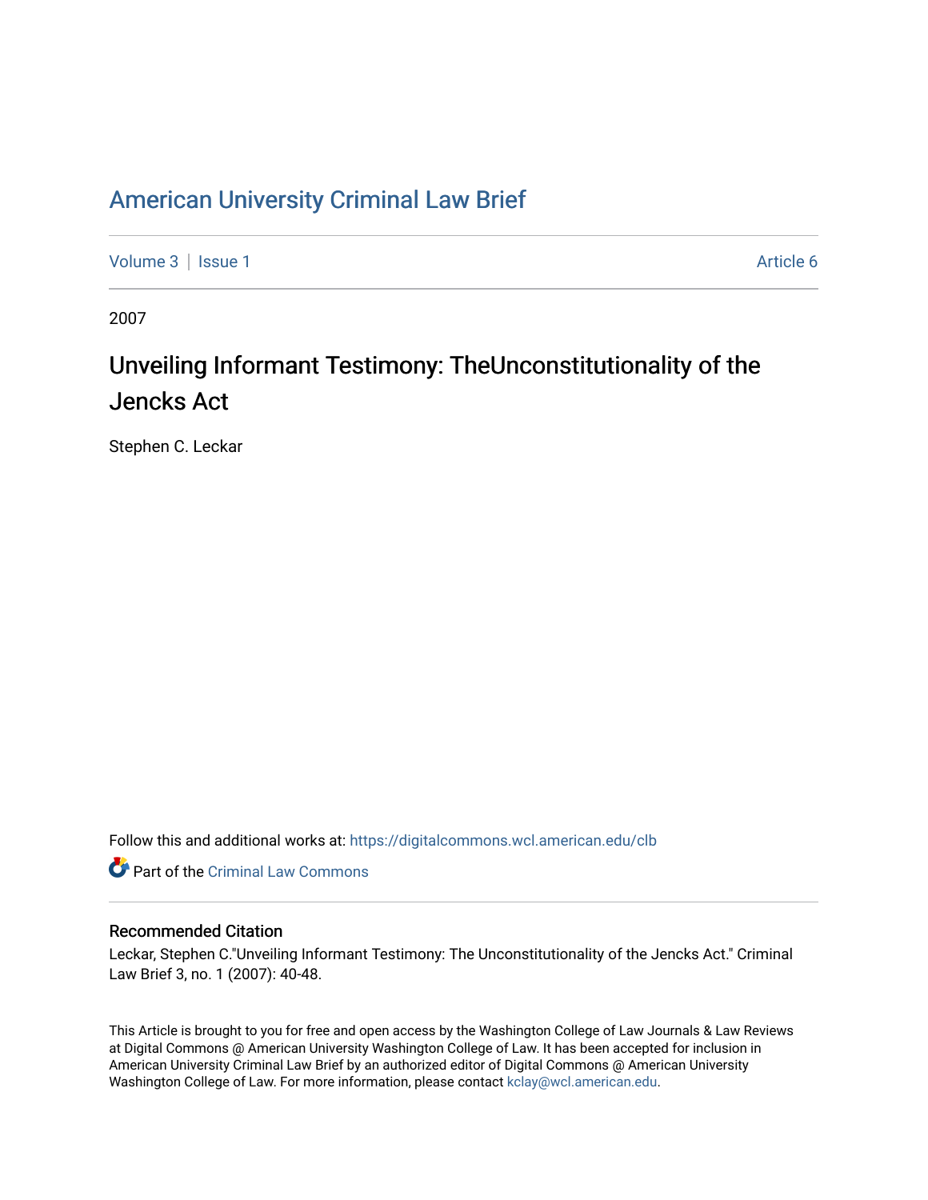# American University Criminal Law Brief

Volume 3 | Issue 1 | Article 6

2007

## Unveiling Informant Testimony: TheUnconstitutionality of the Jencks Act

Stephen C. Leckar

Follow this and additional works at: https://digitalcommons.wcl.american.edu/clb

Part of the Criminal Law Commons

### Recommended Citation

Leckar, Stephen C."Unveiling Informant Testimony: The Unconstitutionality of the Jencks Act." Criminal Law Brief 3, no. 1 (2007): 40-48.

This Article is brought to you for free and open access by the Washington College of Law Journals & Law Reviews at Digital Commons @ American University Washington College of Law. It has been accepted for inclusion in American University Criminal Law Brief by an authorized editor of Digital Commons @ American University Washington College of Law. For more information, please contact kclay@wcl.american.edu.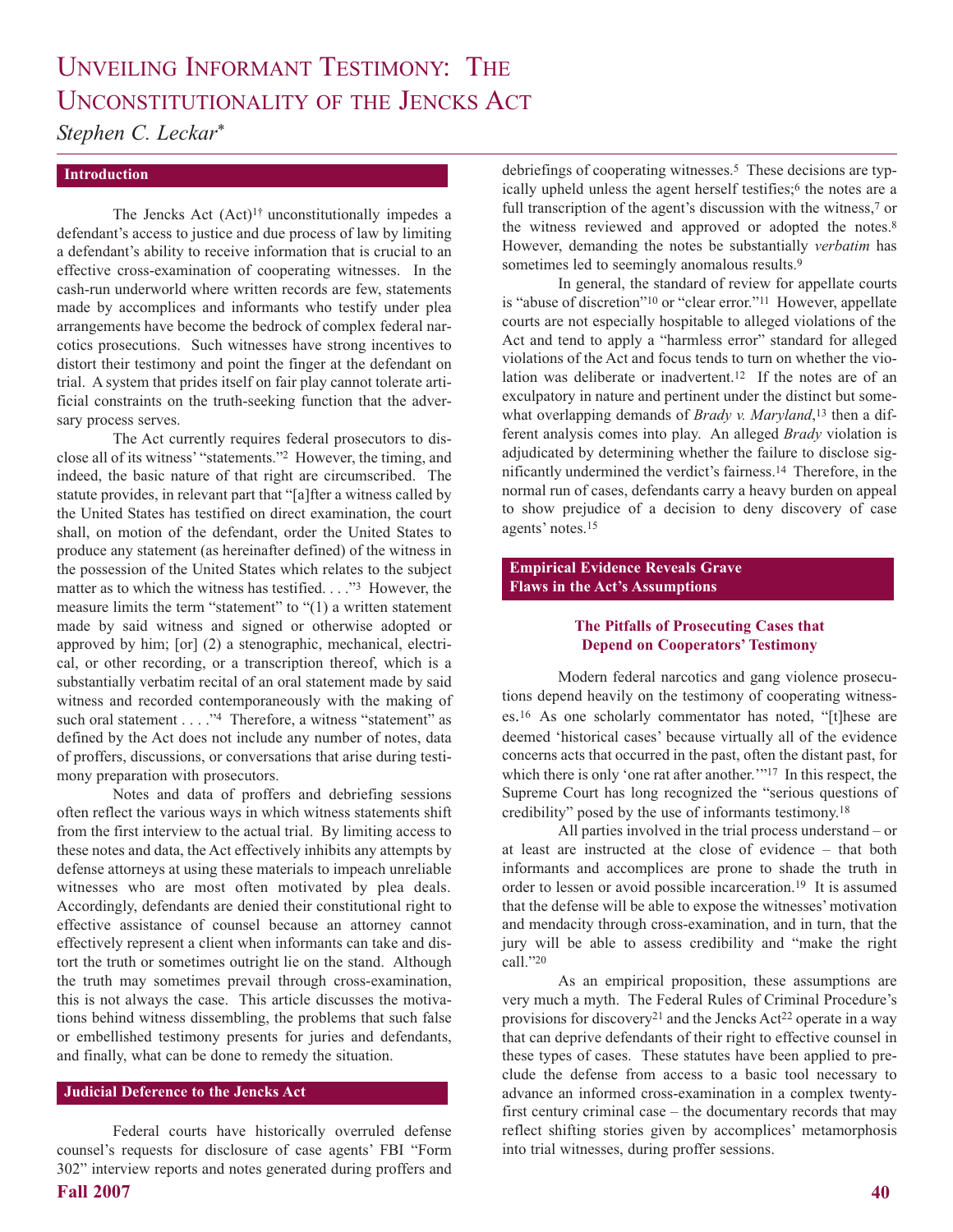# Unveiling Informant Testimony: The Unconstitutionality of the Jencks Act

*Stephen C. Leckar**

## Introduction

The Jencks Act (Act)[1†] unconstitutionally impedes a defendant's access to justice and due process of law by limiting a defendant's ability to receive information that is crucial to an effective cross-examination of cooperating witnesses. In the cash-run underworld where written records are few, statements made by accomplices and informants who testify under plea arrangements have become the bedrock of complex federal narcotics prosecutions. Such witnesses have strong incentives to distort their testimony and point the finger at the defendant on trial. A system that prides itself on fair play cannot tolerate artificial constraints on the truth-seeking function that the adversary process serves.

The Act currently requires federal prosecutors to disclose all of its witness' "statements."[2] However, the timing, and indeed, the basic nature of that right are circumscribed. The statute provides, in relevant part that "[a]fter a witness called by the United States has testified on direct examination, the court shall, on motion of the defendant, order the United States to produce any statement (as hereinafter defined) of the witness in the possession of the United States which relates to the subject matter as to which the witness has testified. . . ."[3] However, the measure limits the term "statement" to "(1) a written statement made by said witness and signed or otherwise adopted or approved by him; [or] (2) a stenographic, mechanical, electrical, or other recording, or a transcription thereof, which is a substantially verbatim recital of an oral statement made by said witness and recorded contemporaneously with the making of such oral statement . . . ."[4] Therefore, a witness "statement" as defined by the Act does not include any number of notes, data of proffers, discussions, or conversations that arise during testimony preparation with prosecutors.

Notes and data of proffers and debriefing sessions often reflect the various ways in which witness statements shift from the first interview to the actual trial. By limiting access to these notes and data, the Act effectively inhibits any attempts by defense attorneys at using these materials to impeach unreliable witnesses who are most often motivated by plea deals. Accordingly, defendants are denied their constitutional right to effective assistance of counsel because an attorney cannot effectively represent a client when informants can take and distort the truth or sometimes outright lie on the stand. Although the truth may sometimes prevail through cross-examination, this is not always the case. This article discusses the motivations behind witness dissembling, the problems that such false or embellished testimony presents for juries and defendants, and finally, what can be done to remedy the situation.

## Judicial Deference to the Jencks Act

Federal courts have historically overruled defense counsel's requests for disclosure of case agents' FBI "Form 302" interview reports and notes generated during proffers and debriefings of cooperating witnesses.[5] These decisions are typically upheld unless the agent herself testifies;[6] the notes are a full transcription of the agent's discussion with the witness,[7] or the witness reviewed and approved or adopted the notes.[8] However, demanding the notes be substantially *verbatim* has sometimes led to seemingly anomalous results.[9]

In general, the standard of review for appellate courts is "abuse of discretion"[10] or "clear error."[11] However, appellate courts are not especially hospitable to alleged violations of the Act and tend to apply a "harmless error" standard for alleged violations of the Act and focus tends to turn on whether the violation was deliberate or inadvertent.[12] If the notes are of an exculpatory in nature and pertinent under the distinct but somewhat overlapping demands of *Brady v. Maryland*,[13] then a different analysis comes into play. An alleged *Brady* violation is adjudicated by determining whether the failure to disclose significantly undermined the verdict's fairness.[14] Therefore, in the normal run of cases, defendants carry a heavy burden on appeal to show prejudice of a decision to deny discovery of case agents' notes.[15]

## Empirical Evidence Reveals Grave Flaws in the Act's Assumptions

### The Pitfalls of Prosecuting Cases that Depend on Cooperators' Testimony

Modern federal narcotics and gang violence prosecutions depend heavily on the testimony of cooperating witnesses.[16] As one scholarly commentator has noted, "[t]hese are deemed 'historical cases' because virtually all of the evidence concerns acts that occurred in the past, often the distant past, for which there is only 'one rat after another.'"[17] In this respect, the Supreme Court has long recognized the "serious questions of credibility" posed by the use of informants testimony.[18]

All parties involved in the trial process understand – or at least are instructed at the close of evidence – that both informants and accomplices are prone to shade the truth in order to lessen or avoid possible incarceration.[19] It is assumed that the defense will be able to expose the witnesses' motivation and mendacity through cross-examination, and in turn, that the jury will be able to assess credibility and "make the right call."[20]

As an empirical proposition, these assumptions are very much a myth. The Federal Rules of Criminal Procedure's provisions for discovery[21] and the Jencks Act[22] operate in a way that can deprive defendants of their right to effective counsel in these types of cases. These statutes have been applied to preclude the defense from access to a basic tool necessary to advance an informed cross-examination in a complex twenty-first century criminal case – the documentary records that may reflect shifting stories given by accomplices' metamorphosis into trial witnesses, during proffer sessions.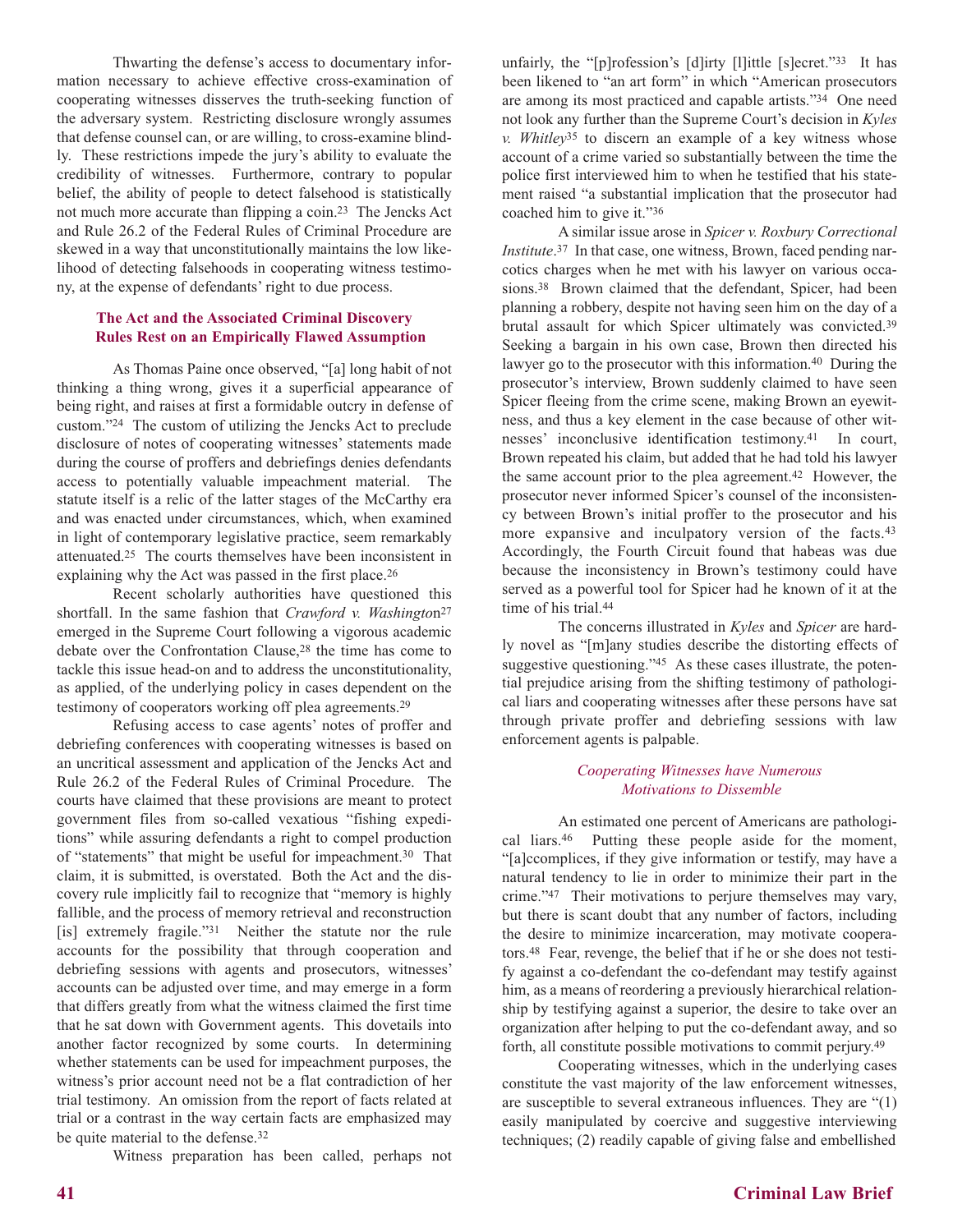Thwarting the defense's access to documentary information necessary to achieve effective cross-examination of cooperating witnesses disserves the truth-seeking function of the adversary system. Restricting disclosure wrongly assumes that defense counsel can, or are willing, to cross-examine blindly. These restrictions impede the jury's ability to evaluate the credibility of witnesses. Furthermore, contrary to popular belief, the ability of people to detect falsehood is statistically not much more accurate than flipping a coin.[23] The Jencks Act and Rule 26.2 of the Federal Rules of Criminal Procedure are skewed in a way that unconstitutionally maintains the low likelihood of detecting falsehoods in cooperating witness testimony, at the expense of defendants' right to due process.

### The Act and the Associated Criminal Discovery Rules Rest on an Empirically Flawed Assumption

As Thomas Paine once observed, "[a] long habit of not thinking a thing wrong, gives it a superficial appearance of being right, and raises at first a formidable outcry in defense of custom."[24] The custom of utilizing the Jencks Act to preclude disclosure of notes of cooperating witnesses' statements made during the course of proffers and debriefings denies defendants access to potentially valuable impeachment material. The statute itself is a relic of the latter stages of the McCarthy era and was enacted under circumstances, which, when examined in light of contemporary legislative practice, seem remarkably attenuated.[25] The courts themselves have been inconsistent in explaining why the Act was passed in the first place.[26]

Recent scholarly authorities have questioned this shortfall. In the same fashion that *Crawford v. Washington*[27] emerged in the Supreme Court following a vigorous academic debate over the Confrontation Clause,[28] the time has come to tackle this issue head-on and to address the unconstitutionality, as applied, of the underlying policy in cases dependent on the testimony of cooperators working off plea agreements.[29]

Refusing access to case agents' notes of proffer and debriefing conferences with cooperating witnesses is based on an uncritical assessment and application of the Jencks Act and Rule 26.2 of the Federal Rules of Criminal Procedure. The courts have claimed that these provisions are meant to protect government files from so-called vexatious "fishing expeditions" while assuring defendants a right to compel production of "statements" that might be useful for impeachment.[30] That claim, it is submitted, is overstated. Both the Act and the discovery rule implicitly fail to recognize that "memory is highly fallible, and the process of memory retrieval and reconstruction [is] extremely fragile."[31] Neither the statute nor the rule accounts for the possibility that through cooperation and debriefing sessions with agents and prosecutors, witnesses' accounts can be adjusted over time, and may emerge in a form that differs greatly from what the witness claimed the first time that he sat down with Government agents. This dovetails into another factor recognized by some courts. In determining whether statements can be used for impeachment purposes, the witness's prior account need not be a flat contradiction of her trial testimony. An omission from the report of facts related at trial or a contrast in the way certain facts are emphasized may be quite material to the defense.[32]

Witness preparation has been called, perhaps not unfairly, the "[p]rofession's [d]irty [l]ittle [s]ecret."[33] It has been likened to "an art form" in which "American prosecutors are among its most practiced and capable artists."[34] One need not look any further than the Supreme Court's decision in *Kyles v. Whitley*[35] to discern an example of a key witness whose account of a crime varied so substantially between the time the police first interviewed him to when he testified that his statement raised "a substantial implication that the prosecutor had coached him to give it."[36]

A similar issue arose in *Spicer v. Roxbury Correctional Institute*.[37] In that case, one witness, Brown, faced pending narcotics charges when he met with his lawyer on various occasions.[38] Brown claimed that the defendant, Spicer, had been planning a robbery, despite not having seen him on the day of a brutal assault for which Spicer ultimately was convicted.[39] Seeking a bargain in his own case, Brown then directed his lawyer go to the prosecutor with this information.[40] During the prosecutor's interview, Brown suddenly claimed to have seen Spicer fleeing from the crime scene, making Brown an eyewitness, and thus a key element in the case because of other witnesses' inconclusive identification testimony.[41] In court, Brown repeated his claim, but added that he had told his lawyer the same account prior to the plea agreement.[42] However, the prosecutor never informed Spicer's counsel of the inconsistency between Brown's initial proffer to the prosecutor and his more expansive and inculpatory version of the facts.[43] Accordingly, the Fourth Circuit found that habeas was due because the inconsistency in Brown's testimony could have served as a powerful tool for Spicer had he known of it at the time of his trial.[44]

The concerns illustrated in *Kyles* and *Spicer* are hardly novel as "[m]any studies describe the distorting effects of suggestive questioning."[45] As these cases illustrate, the potential prejudice arising from the shifting testimony of pathological liars and cooperating witnesses after these persons have sat through private proffer and debriefing sessions with law enforcement agents is palpable.

#### *Cooperating Witnesses have Numerous Motivations to Dissemble*

An estimated one percent of Americans are pathological liars.[46] Putting these people aside for the moment, "[a]ccomplices, if they give information or testify, may have a natural tendency to lie in order to minimize their part in the crime."[47] Their motivations to perjure themselves may vary, but there is scant doubt that any number of factors, including the desire to minimize incarceration, may motivate cooperators.[48] Fear, revenge, the belief that if he or she does not testify against a co-defendant the co-defendant may testify against him, as a means of reordering a previously hierarchical relationship by testifying against a superior, the desire to take over an organization after helping to put the co-defendant away, and so forth, all constitute possible motivations to commit perjury.[49]

Cooperating witnesses, which in the underlying cases constitute the vast majority of the law enforcement witnesses, are susceptible to several extraneous influences. They are "(1) easily manipulated by coercive and suggestive interviewing techniques; (2) readily capable of giving false and embellished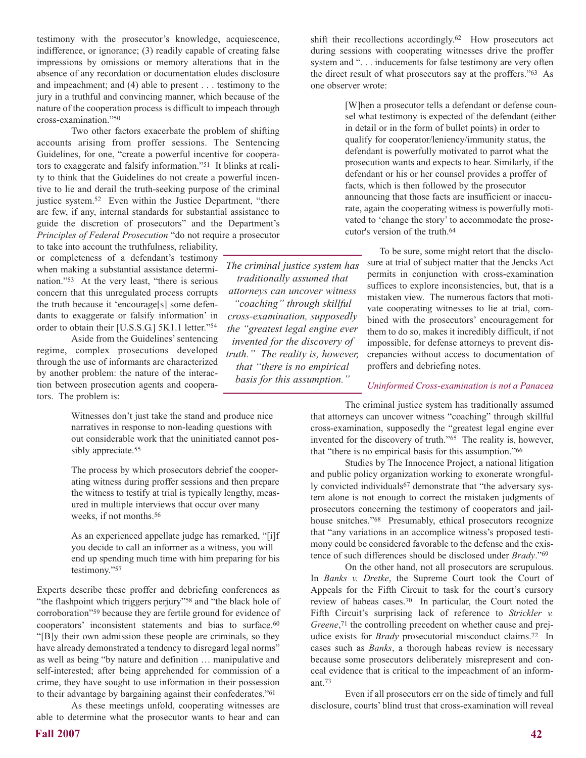testimony with the prosecutor's knowledge, acquiescence, indifference, or ignorance; (3) readily capable of creating false impressions by omissions or memory alterations that in the absence of any recordation or documentation eludes disclosure and impeachment; and (4) able to present . . . testimony to the jury in a truthful and convincing manner, which because of the nature of the cooperation process is difficult to impeach through cross-examination."[50]

Two other factors exacerbate the problem of shifting accounts arising from proffer sessions. The Sentencing Guidelines, for one, "create a powerful incentive for cooperators to exaggerate and falsify information."[51] It blinks at reality to think that the Guidelines do not create a powerful incentive to lie and derail the truth-seeking purpose of the criminal justice system.[52] Even within the Justice Department, "there are few, if any, internal standards for substantial assistance to guide the discretion of prosecutors" and the Department's *Principles of Federal Prosecution* "do not require a prosecutor to take into account the truthfulness, reliability, or completeness of a defendant's testimony when making a substantial assistance determination."[53] At the very least, "there is serious concern that this unregulated process corrupts the truth because it 'encourage[s] some defendants to exaggerate or falsify information' in order to obtain their [U.S.S.G.] 5K1.1 letter."[54]

Aside from the Guidelines' sentencing regime, complex prosecutions developed through the use of informants are characterized by another problem: the nature of the interaction between prosecution agents and cooperators. The problem is:

> Witnesses don't just take the stand and produce nice narratives in response to non-leading questions with out considerable work that the uninitiated cannot possibly appreciate.[55]
>
> The process by which prosecutors debrief the cooperating witness during proffer sessions and then prepare the witness to testify at trial is typically lengthy, measured in multiple interviews that occur over many weeks, if not months.[56]
>
> As an experienced appellate judge has remarked, "[i]f you decide to call an informer as a witness, you will end up spending much time with him preparing for his testimony."[57]

Experts describe these proffer and debriefing conferences as "the flashpoint which triggers perjury"[58] and "the black hole of corroboration"[59] because they are fertile ground for evidence of cooperators' inconsistent statements and bias to surface.[60] "[B]y their own admission these people are criminals, so they have already demonstrated a tendency to disregard legal norms" as well as being "by nature and definition … manipulative and self-interested; after being apprehended for commission of a crime, they have sought to use information in their possession to their advantage by bargaining against their confederates."[61]

As these meetings unfold, cooperating witnesses are able to determine what the prosecutor wants to hear and can shift their recollections accordingly.[62] How prosecutors act during sessions with cooperating witnesses drive the proffer system and ". . . inducements for false testimony are very often the direct result of what prosecutors say at the proffers."[63] As one observer wrote:

> [W]hen a prosecutor tells a defendant or defense counsel what testimony is expected of the defendant (either in detail or in the form of bullet points) in order to qualify for cooperator/leniency/immunity status, the defendant is powerfully motivated to parrot what the prosecution wants and expects to hear. Similarly, if the defendant or his or her counsel provides a proffer of facts, which is then followed by the prosecutor announcing that those facts are insufficient or inaccurate, again the cooperating witness is powerfully motivated to 'change the story' to accommodate the prosecutor's version of the truth.[64]

To be sure, some might retort that the disclosure at trial of subject matter that the Jencks Act permits in conjunction with cross-examination suffices to explore inconsistencies, but, that is a mistaken view. The numerous factors that motivate cooperating witnesses to lie at trial, combined with the prosecutors' encouragement for them to do so, makes it incredibly difficult, if not impossible, for defense attorneys to prevent discrepancies without access to documentation of proffers and debriefing notes.

*The criminal justice system has traditionally assumed that attorneys can uncover witness "coaching" through skillful cross-examination, supposedly the "greatest legal engine ever invented for the discovery of truth." The reality is, however, that "there is no empirical basis for this assumption."*

### *Uninformed Cross-examination is not a Panacea*

The criminal justice system has traditionally assumed that attorneys can uncover witness "coaching" through skillful cross-examination, supposedly the "greatest legal engine ever invented for the discovery of truth."[65] The reality is, however, that "there is no empirical basis for this assumption."[66]

Studies by The Innocence Project, a national litigation and public policy organization working to exonerate wrongfully convicted individuals[67] demonstrate that "the adversary system alone is not enough to correct the mistaken judgments of prosecutors concerning the testimony of cooperators and jailhouse snitches."[68] Presumably, ethical prosecutors recognize that "any variations in an accomplice witness's proposed testimony could be considered favorable to the defense and the existence of such differences should be disclosed under *Brady*."[69]

On the other hand, not all prosecutors are scrupulous. In *Banks v. Dretke*, the Supreme Court took the Court of Appeals for the Fifth Circuit to task for the court's cursory review of habeas cases.[70] In particular, the Court noted the Fifth Circuit's surprising lack of reference to *Strickler v. Greene*,[71] the controlling precedent on whether cause and prejudice exists for *Brady* prosecutorial misconduct claims.[72] In cases such as *Banks*, a thorough habeas review is necessary because some prosecutors deliberately misrepresent and conceal evidence that is critical to the impeachment of an informant.[73]

Even if all prosecutors err on the side of timely and full disclosure, courts' blind trust that cross-examination will reveal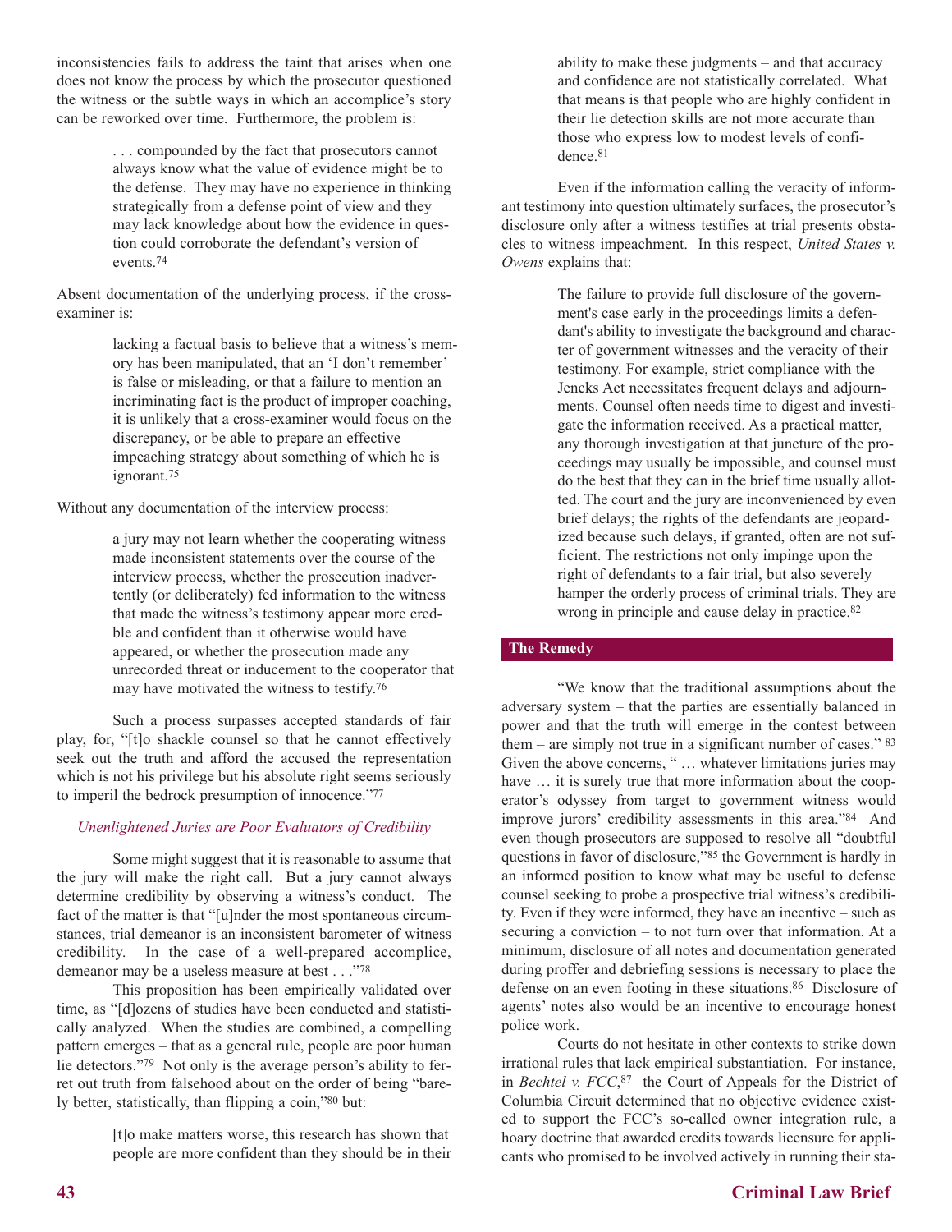inconsistencies fails to address the taint that arises when one does not know the process by which the prosecutor questioned the witness or the subtle ways in which an accomplice's story can be reworked over time. Furthermore, the problem is:

> . . . compounded by the fact that prosecutors cannot always know what the value of evidence might be to the defense. They may have no experience in thinking strategically from a defense point of view and they may lack knowledge about how the evidence in question could corroborate the defendant's version of events.[74]

Absent documentation of the underlying process, if the cross-examiner is:

> lacking a factual basis to believe that a witness's memory has been manipulated, that an 'I don't remember' is false or misleading, or that a failure to mention an incriminating fact is the product of improper coaching, it is unlikely that a cross-examiner would focus on the discrepancy, or be able to prepare an effective impeaching strategy about something of which he is ignorant.[75]

Without any documentation of the interview process:

> a jury may not learn whether the cooperating witness made inconsistent statements over the course of the interview process, whether the prosecution inadvertently (or deliberately) fed information to the witness that made the witness's testimony appear more credible and confident than it otherwise would have appeared, or whether the prosecution made any unrecorded threat or inducement to the cooperator that may have motivated the witness to testify.[76]

Such a process surpasses accepted standards of fair play, for, "[t]o shackle counsel so that he cannot effectively seek out the truth and afford the accused the representation which is not his privilege but his absolute right seems seriously to imperil the bedrock presumption of innocence."[77]

### *Unenlightened Juries are Poor Evaluators of Credibility*

Some might suggest that it is reasonable to assume that the jury will make the right call. But a jury cannot always determine credibility by observing a witness's conduct. The fact of the matter is that "[u]nder the most spontaneous circumstances, trial demeanor is an inconsistent barometer of witness credibility. In the case of a well-prepared accomplice, demeanor may be a useless measure at best . . ."[78]

This proposition has been empirically validated over time, as "[d]ozens of studies have been conducted and statistically analyzed. When the studies are combined, a compelling pattern emerges – that as a general rule, people are poor human lie detectors."[79] Not only is the average person's ability to ferret out truth from falsehood about on the order of being "barely better, statistically, than flipping a coin,"[80] but:

> [t]o make matters worse, this research has shown that people are more confident than they should be in their ability to make these judgments – and that accuracy and confidence are not statistically correlated. What that means is that people who are highly confident in their lie detection skills are not more accurate than those who express low to modest levels of confidence.[81]

Even if the information calling the veracity of informant testimony into question ultimately surfaces, the prosecutor's disclosure only after a witness testifies at trial presents obstacles to witness impeachment. In this respect, *United States v. Owens* explains that:

> The failure to provide full disclosure of the government's case early in the proceedings limits a defendant's ability to investigate the background and character of government witnesses and the veracity of their testimony. For example, strict compliance with the Jencks Act necessitates frequent delays and adjournments. Counsel often needs time to digest and investigate the information received. As a practical matter, any thorough investigation at that juncture of the proceedings may usually be impossible, and counsel must do the best that they can in the brief time usually allotted. The court and the jury are inconvenienced by even brief delays; the rights of the defendants are jeopardized because such delays, if granted, often are not sufficient. The restrictions not only impinge upon the right of defendants to a fair trial, but also severely hamper the orderly process of criminal trials. They are wrong in principle and cause delay in practice.[82]

## The Remedy

"We know that the traditional assumptions about the adversary system – that the parties are essentially balanced in power and that the truth will emerge in the contest between them – are simply not true in a significant number of cases." [83] Given the above concerns, " … whatever limitations juries may have … it is surely true that more information about the cooperator's odyssey from target to government witness would improve jurors' credibility assessments in this area."[84] And even though prosecutors are supposed to resolve all "doubtful questions in favor of disclosure,"[85] the Government is hardly in an informed position to know what may be useful to defense counsel seeking to probe a prospective trial witness's credibility. Even if they were informed, they have an incentive – such as securing a conviction – to not turn over that information. At a minimum, disclosure of all notes and documentation generated during proffer and debriefing sessions is necessary to place the defense on an even footing in these situations.[86] Disclosure of agents' notes also would be an incentive to encourage honest police work.

Courts do not hesitate in other contexts to strike down irrational rules that lack empirical substantiation. For instance, in *Bechtel v. FCC*,[87] the Court of Appeals for the District of Columbia Circuit determined that no objective evidence existed to support the FCC's so-called owner integration rule, a hoary doctrine that awarded credits towards licensure for applicants who promised to be involved actively in running their sta-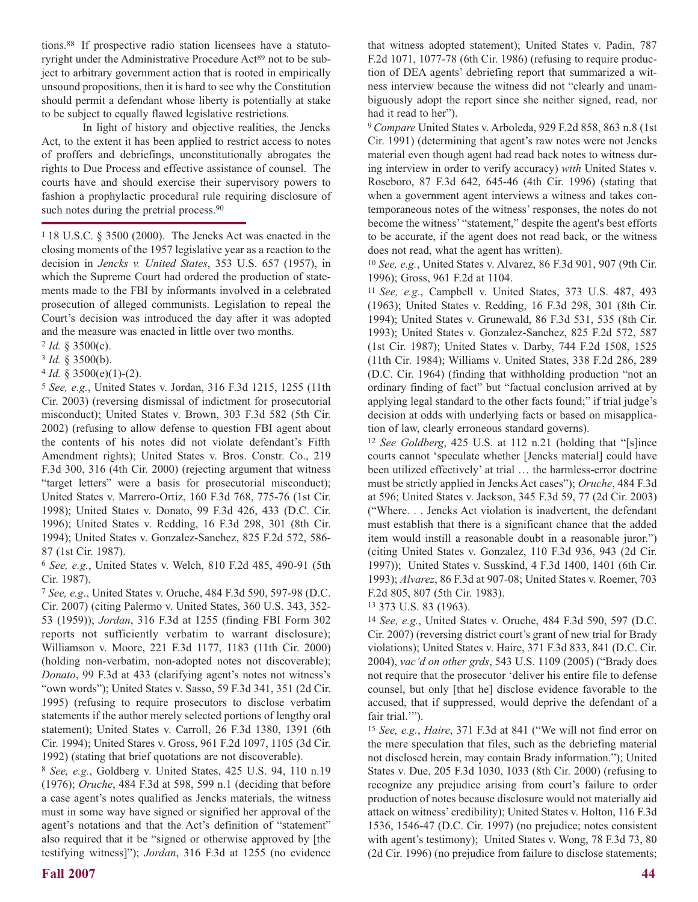tions.[88] If prospective radio station licensees have a statutoryright under the Administrative Procedure Act[89] not to be subject to arbitrary government action that is rooted in empirically unsound propositions, then it is hard to see why the Constitution should permit a defendant whose liberty is potentially at stake to be subject to equally flawed legislative restrictions.

In light of history and objective realities, the Jencks Act, to the extent it has been applied to restrict access to notes of proffers and debriefings, unconstitutionally abrogates the rights to Due Process and effective assistance of counsel. The courts have and should exercise their supervisory powers to fashion a prophylactic procedural rule requiring disclosure of such notes during the pretrial process.[90]

---

[1] 18 U.S.C. § 3500 (2000). The Jencks Act was enacted in the closing moments of the 1957 legislative year as a reaction to the decision in *Jencks v. United States*, 353 U.S. 657 (1957), in which the Supreme Court had ordered the production of statements made to the FBI by informants involved in a celebrated prosecution of alleged communists. Legislation to repeal the Court's decision was introduced the day after it was adopted and the measure was enacted in little over two months.

[2] *Id.* § 3500(c).

[3] *Id.* § 3500(b).

[4] *Id.* § 3500(e)(1)-(2).

[5] *See, e.g.*, United States v. Jordan, 316 F.3d 1215, 1255 (11th Cir. 2003) (reversing dismissal of indictment for prosecutorial misconduct); United States v. Brown, 303 F.3d 582 (5th Cir. 2002) (refusing to allow defense to question FBI agent about the contents of his notes did not violate defendant's Fifth Amendment rights); United States v. Bros. Constr. Co., 219 F.3d 300, 316 (4th Cir. 2000) (rejecting argument that witness "target letters" were a basis for prosecutorial misconduct); United States v. Marrero-Ortiz, 160 F.3d 768, 775-76 (1st Cir. 1998); United States v. Donato, 99 F.3d 426, 433 (D.C. Cir. 1996); United States v. Redding, 16 F.3d 298, 301 (8th Cir. 1994); United States v. Gonzalez-Sanchez, 825 F.2d 572, 586-87 (1st Cir. 1987).

[6] *See, e.g.*, United States v. Welch, 810 F.2d 485, 490-91 (5th Cir. 1987).

[7] *See, e.g*., United States v. Oruche, 484 F.3d 590, 597-98 (D.C. Cir. 2007) (citing Palermo v. United States, 360 U.S. 343, 352-53 (1959)); *Jordan*, 316 F.3d at 1255 (finding FBI Form 302 reports not sufficiently verbatim to warrant disclosure); Williamson v. Moore, 221 F.3d 1177, 1183 (11th Cir. 2000) (holding non-verbatim, non-adopted notes not discoverable); *Donato*, 99 F.3d at 433 (clarifying agent's notes not witness's "own words"); United States v. Sasso, 59 F.3d 341, 351 (2d Cir. 1995) (refusing to require prosecutors to disclose verbatim statements if the author merely selected portions of lengthy oral statement); United States v. Carroll, 26 F.3d 1380, 1391 (6th Cir. 1994); United Stares v. Gross, 961 F.2d 1097, 1105 (3d Cir. 1992) (stating that brief quotations are not discoverable).

[8] *See, e.g.*, Goldberg v. United States, 425 U.S. 94, 110 n.19 (1976); *Oruche*, 484 F.3d at 598, 599 n.1 (deciding that before a case agent's notes qualified as Jencks materials, the witness must in some way have signed or signified her approval of the agent's notations and that the Act's definition of "statement" also required that it be "signed or otherwise approved by [the testifying witness]"); *Jordan*, 316 F.3d at 1255 (no evidence that witness adopted statement); United States v. Padin, 787 F.2d 1071, 1077-78 (6th Cir. 1986) (refusing to require production of DEA agents' debriefing report that summarized a witness interview because the witness did not "clearly and unambiguously adopt the report since she neither signed, read, nor had it read to her").

[9] *Compare* United States v. Arboleda, 929 F.2d 858, 863 n.8 (1st Cir. 1991) (determining that agent's raw notes were not Jencks material even though agent had read back notes to witness during interview in order to verify accuracy) *with* United States v. Roseboro, 87 F.3d 642, 645-46 (4th Cir. 1996) (stating that when a government agent interviews a witness and takes contemporaneous notes of the witness' responses, the notes do not become the witness' "statement," despite the agent's best efforts to be accurate, if the agent does not read back, or the witness does not read, what the agent has written).

[10] *See, e.g.*, United States v. Alvarez, 86 F.3d 901, 907 (9th Cir. 1996); Gross, 961 F.2d at 1104.

[11] *See, e.g*., Campbell v. United States, 373 U.S. 487, 493 (1963); United States v. Redding, 16 F.3d 298, 301 (8th Cir. 1994); United States v. Grunewald, 86 F.3d 531, 535 (8th Cir. 1993); United States v. Gonzalez-Sanchez, 825 F.2d 572, 587 (1st Cir. 1987); United States v. Darby, 744 F.2d 1508, 1525 (11th Cir. 1984); Williams v. United States, 338 F.2d 286, 289 (D.C. Cir. 1964) (finding that withholding production "not an ordinary finding of fact" but "factual conclusion arrived at by applying legal standard to the other facts found;" if trial judge's decision at odds with underlying facts or based on misapplication of law, clearly erroneous standard governs).

[12] *See Goldberg*, 425 U.S. at 112 n.21 (holding that "[s]ince courts cannot 'speculate whether [Jencks material] could have been utilized effectively' at trial … the harmless-error doctrine must be strictly applied in Jencks Act cases"); *Oruche*, 484 F.3d at 596; United States v. Jackson, 345 F.3d 59, 77 (2d Cir. 2003) ("Where. . . Jencks Act violation is inadvertent, the defendant must establish that there is a significant chance that the added item would instill a reasonable doubt in a reasonable juror.") (citing United States v. Gonzalez, 110 F.3d 936, 943 (2d Cir. 1997)); United States v. Susskind, 4 F.3d 1400, 1401 (6th Cir. 1993); *Alvarez*, 86 F.3d at 907-08; United States v. Roemer, 703 F.2d 805, 807 (5th Cir. 1983).

[13] 373 U.S. 83 (1963).

[14] *See, e.g.*, United States v. Oruche, 484 F.3d 590, 597 (D.C. Cir. 2007) (reversing district court's grant of new trial for Brady violations); United States v. Haire, 371 F.3d 833, 841 (D.C. Cir. 2004), *vac'd on other grds*, 543 U.S. 1109 (2005) ("Brady does not require that the prosecutor 'deliver his entire file to defense counsel, but only [that he] disclose evidence favorable to the accused, that if suppressed, would deprive the defendant of a fair trial.'").

[15] *See, e.g.*, *Haire*, 371 F.3d at 841 ("We will not find error on the mere speculation that files, such as the debriefing material not disclosed herein, may contain Brady information."); United States v. Due, 205 F.3d 1030, 1033 (8th Cir. 2000) (refusing to recognize any prejudice arising from court's failure to order production of notes because disclosure would not materially aid attack on witness' credibility); United States v. Holton, 116 F.3d 1536, 1546-47 (D.C. Cir. 1997) (no prejudice; notes consistent with agent's testimony); United States v. Wong, 78 F.3d 73, 80 (2d Cir. 1996) (no prejudice from failure to disclose statements;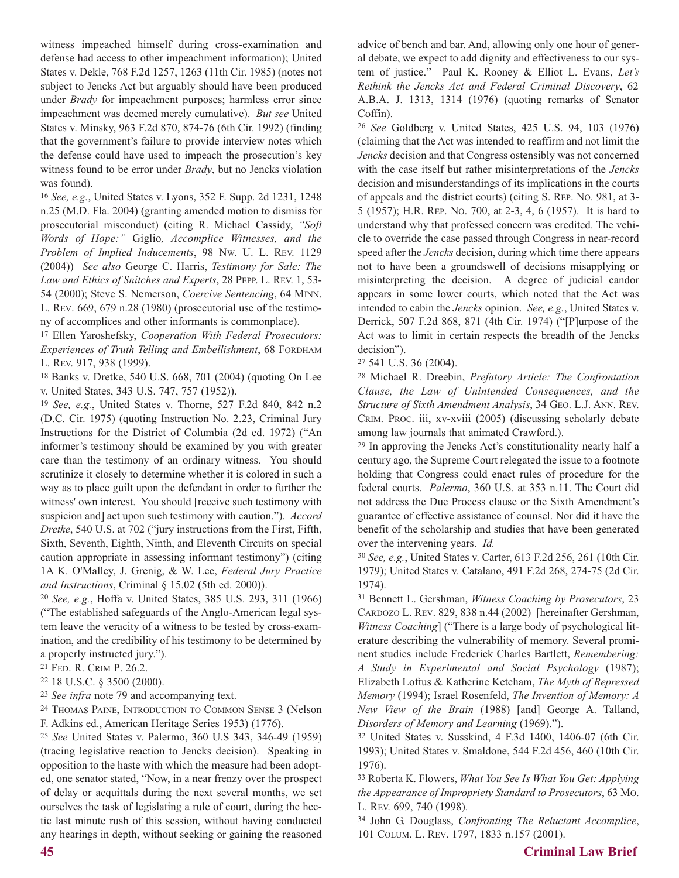witness impeached himself during cross-examination and defense had access to other impeachment information); United States v. Dekle, 768 F.2d 1257, 1263 (11th Cir. 1985) (notes not subject to Jencks Act but arguably should have been produced under *Brady* for impeachment purposes; harmless error since impeachment was deemed merely cumulative). *But see* United States v. Minsky, 963 F.2d 870, 874-76 (6th Cir. 1992) (finding that the government's failure to provide interview notes which the defense could have used to impeach the prosecution's key witness found to be error under *Brady*, but no Jencks violation was found).

[16] *See, e.g.*, United States v. Lyons, 352 F. Supp. 2d 1231, 1248 n.25 (M.D. Fla. 2004) (granting amended motion to dismiss for prosecutorial misconduct) (citing R. Michael Cassidy, *"Soft Words of Hope:" Giglio, Accomplice Witnesses, and the Problem of Implied Inducements*, 98 Nw. U. L. Rev. 1129 (2004)) *See also* George C. Harris, *Testimony for Sale: The Law and Ethics of Snitches and Experts*, 28 Pepp. L. Rev. 1, 53-54 (2000); Steve S. Nemerson, *Coercive Sentencing*, 64 Minn. L. Rev. 669, 679 n.28 (1980) (prosecutorial use of the testimony of accomplices and other informants is commonplace).

[17] Ellen Yaroshefsky, *Cooperation With Federal Prosecutors: Experiences of Truth Telling and Embellishment*, 68 Fordham L. Rev. 917, 938 (1999).

[18] Banks v. Dretke, 540 U.S. 668, 701 (2004) (quoting On Lee v. United States, 343 U.S. 747, 757 (1952)).

[19] *See, e.g.*, United States v. Thorne, 527 F.2d 840, 842 n.2 (D.C. Cir. 1975) (quoting Instruction No. 2.23, Criminal Jury Instructions for the District of Columbia (2d ed. 1972) ("An informer's testimony should be examined by you with greater care than the testimony of an ordinary witness. You should scrutinize it closely to determine whether it is colored in such a way as to place guilt upon the defendant in order to further the witness' own interest. You should [receive such testimony with suspicion and] act upon such testimony with caution."). *Accord Dretke*, 540 U.S. at 702 ("jury instructions from the First, Fifth, Sixth, Seventh, Eighth, Ninth, and Eleventh Circuits on special caution appropriate in assessing informant testimony") (citing 1A K. O'Malley, J. Grenig, & W. Lee, *Federal Jury Practice and Instructions*, Criminal § 15.02 (5th ed. 2000)).

[20] *See, e.g.*, Hoffa v. United States, 385 U.S. 293, 311 (1966) ("The established safeguards of the Anglo-American legal system leave the veracity of a witness to be tested by cross-examination, and the credibility of his testimony to be determined by a properly instructed jury.").

[21] Fed. R. Crim P. 26.2.

[22] 18 U.S.C. § 3500 (2000).

[23] *See infra* note 79 and accompanying text.

[24] Thomas Paine, Introduction to Common Sense 3 (Nelson F. Adkins ed., American Heritage Series 1953) (1776).

[25] *See* United States v. Palermo, 360 U.S 343, 346-49 (1959) (tracing legislative reaction to Jencks decision). Speaking in opposition to the haste with which the measure had been adopted, one senator stated, "Now, in a near frenzy over the prospect of delay or acquittals during the next several months, we set ourselves the task of legislating a rule of court, during the hectic last minute rush of this session, without having conducted any hearings in depth, without seeking or gaining the reasoned advice of bench and bar. And, allowing only one hour of general debate, we expect to add dignity and effectiveness to our system of justice." Paul K. Rooney & Elliot L. Evans, *Let's Rethink the Jencks Act and Federal Criminal Discovery*, 62 A.B.A. J. 1313, 1314 (1976) (quoting remarks of Senator Coffin).

[26] *See* Goldberg v. United States, 425 U.S. 94, 103 (1976) (claiming that the Act was intended to reaffirm and not limit the *Jencks* decision and that Congress ostensibly was not concerned with the case itself but rather misinterpretations of the *Jencks* decision and misunderstandings of its implications in the courts of appeals and the district courts) (citing S. Rep. No. 981, at 3-5 (1957); H.R. Rep. No. 700, at 2-3, 4, 6 (1957). It is hard to understand why that professed concern was credited. The vehicle to override the case passed through Congress in near-record speed after the *Jencks* decision, during which time there appears not to have been a groundswell of decisions misapplying or misinterpreting the decision. A degree of judicial candor appears in some lower courts, which noted that the Act was intended to cabin the *Jencks* opinion. *See, e.g.*, United States v. Derrick, 507 F.2d 868, 871 (4th Cir. 1974) ("[P]urpose of the Act was to limit in certain respects the breadth of the Jencks decision").

[27] 541 U.S. 36 (2004).

[28] Michael R. Dreebin, *Prefatory Article: The Confrontation Clause, the Law of Unintended Consequences, and the Structure of Sixth Amendment Analysis*, 34 Geo. L.J. Ann. Rev. Crim. Proc. iii, xv-xviii (2005) (discussing scholarly debate among law journals that animated Crawford.).

[29] In approving the Jencks Act's constitutionality nearly half a century ago, the Supreme Court relegated the issue to a footnote holding that Congress could enact rules of procedure for the federal courts. *Palermo*, 360 U.S. at 353 n.11. The Court did not address the Due Process clause or the Sixth Amendment's guarantee of effective assistance of counsel. Nor did it have the benefit of the scholarship and studies that have been generated over the intervening years. *Id.*

[30] *See, e.g.*, United States v. Carter, 613 F.2d 256, 261 (10th Cir. 1979); United States v. Catalano, 491 F.2d 268, 274-75 (2d Cir. 1974).

[31] Bennett L. Gershman, *Witness Coaching by Prosecutors*, 23 Cardozo L. Rev. 829, 838 n.44 (2002) [hereinafter Gershman, *Witness Coaching*] ("There is a large body of psychological literature describing the vulnerability of memory. Several prominent studies include Frederick Charles Bartlett, *Remembering: A Study in Experimental and Social Psychology* (1987); Elizabeth Loftus & Katherine Ketcham, *The Myth of Repressed Memory* (1994); Israel Rosenfeld, *The Invention of Memory: A New View of the Brain* (1988) [and] George A. Talland, *Disorders of Memory and Learning* (1969).").

[32] United States v. Susskind, 4 F.3d 1400, 1406-07 (6th Cir. 1993); United States v. Smaldone, 544 F.2d 456, 460 (10th Cir. 1976).

[33] Roberta K. Flowers, *What You See Is What You Get: Applying the Appearance of Impropriety Standard to Prosecutors*, 63 Mo. L. Rev. 699, 740 (1998).

[34] John G. Douglass, *Confronting The Reluctant Accomplice*, 101 Colum. L. Rev. 1797, 1833 n.157 (2001).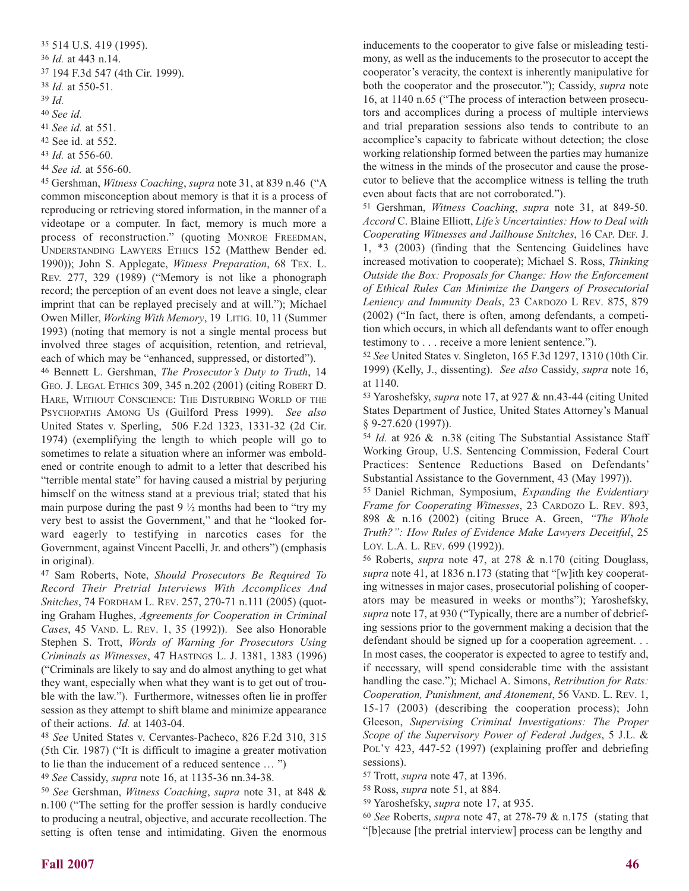[35] 514 U.S. 419 (1995).

[36] *Id.* at 443 n.14.

[37] 194 F.3d 547 (4th Cir. 1999).

[38] *Id.* at 550-51.

[39] *Id.*

[40] *See id.*

[41] *See id.* at 551.

[42] See id. at 552.

[43] *Id.* at 556-60.

[44] *See id.* at 556-60.

[45] Gershman, *Witness Coaching*, *supra* note 31, at 839 n.46 ("A common misconception about memory is that it is a process of reproducing or retrieving stored information, in the manner of a videotape or a computer. In fact, memory is much more a process of reconstruction." (quoting MONROE FREEDMAN, UNDERSTANDING LAWYERS ETHICS 152 (Matthew Bender ed. 1990)); John S. Applegate, *Witness Preparation*, 68 TEX. L. REV. 277, 329 (1989) ("Memory is not like a phonograph record; the perception of an event does not leave a single, clear imprint that can be replayed precisely and at will."); Michael Owen Miller, *Working With Memory*, 19 LITIG. 10, 11 (Summer 1993) (noting that memory is not a single mental process but involved three stages of acquisition, retention, and retrieval, each of which may be "enhanced, suppressed, or distorted").

[46] Bennett L. Gershman, *The Prosecutor's Duty to Truth*, 14 GEO. J. LEGAL ETHICS 309, 345 n.202 (2001) (citing ROBERT D. HARE, WITHOUT CONSCIENCE: THE DISTURBING WORLD OF THE PSYCHOPATHS AMONG US (Guilford Press 1999). *See also* United States v. Sperling, 506 F.2d 1323, 1331-32 (2d Cir. 1974) (exemplifying the length to which people will go to sometimes to relate a situation where an informer was emboldened or contrite enough to admit to a letter that described his "terrible mental state" for having caused a mistrial by perjuring himself on the witness stand at a previous trial; stated that his main purpose during the past 9 ½ months had been to "try my very best to assist the Government," and that he "looked forward eagerly to testifying in narcotics cases for the Government, against Vincent Pacelli, Jr. and others") (emphasis in original).

[47] Sam Roberts, Note, *Should Prosecutors Be Required To Record Their Pretrial Interviews With Accomplices And Snitches*, 74 FORDHAM L. REV. 257, 270-71 n.111 (2005) (quoting Graham Hughes, *Agreements for Cooperation in Criminal Cases*, 45 VAND. L. REV. 1, 35 (1992)). See also Honorable Stephen S. Trott, *Words of Warning for Prosecutors Using Criminals as Witnesses*, 47 HASTINGS L. J. 1381, 1383 (1996) ("Criminals are likely to say and do almost anything to get what they want, especially when what they want is to get out of trouble with the law."). Furthermore, witnesses often lie in proffer session as they attempt to shift blame and minimize appearance of their actions. *Id.* at 1403-04.

[48] *See* United States v. Cervantes-Pacheco, 826 F.2d 310, 315 (5th Cir. 1987) ("It is difficult to imagine a greater motivation to lie than the inducement of a reduced sentence … ")

[49] *See* Cassidy, *supra* note 16, at 1135-36 nn.34-38.

[50] *See* Gershman, *Witness Coaching*, *supra* note 31, at 848 & n.100 ("The setting for the proffer session is hardly conducive to producing a neutral, objective, and accurate recollection. The setting is often tense and intimidating. Given the enormous inducements to the cooperator to give false or misleading testimony, as well as the inducements to the prosecutor to accept the cooperator's veracity, the context is inherently manipulative for both the cooperator and the prosecutor."); Cassidy, *supra* note 16, at 1140 n.65 ("The process of interaction between prosecutors and accomplices during a process of multiple interviews and trial preparation sessions also tends to contribute to an accomplice's capacity to fabricate without detection; the close working relationship formed between the parties may humanize the witness in the minds of the prosecutor and cause the prosecutor to believe that the accomplice witness is telling the truth even about facts that are not corroborated.").

[51] Gershman, *Witness Coaching*, *supra* note 31, at 849-50. *Accord* C. Blaine Elliott, *Life's Uncertainties: How to Deal with Cooperating Witnesses and Jailhouse Snitches*, 16 CAP. DEF. J. 1, *3 (2003) (finding that the Sentencing Guidelines have increased motivation to cooperate); Michael S. Ross, *Thinking Outside the Box: Proposals for Change: How the Enforcement of Ethical Rules Can Minimize the Dangers of Prosecutorial Leniency and Immunity Deals*, 23 CARDOZO L REV. 875, 879 (2002) ("In fact, there is often, among defendants, a competition which occurs, in which all defendants want to offer enough testimony to . . . receive a more lenient sentence.").

[52] *See* United States v. Singleton, 165 F.3d 1297, 1310 (10th Cir. 1999) (Kelly, J., dissenting). *See also* Cassidy, *supra* note 16, at 1140.

[53] Yaroshefsky, *supra* note 17, at 927 & nn.43-44 (citing United States Department of Justice, United States Attorney's Manual § 9-27.620 (1997)).

[54] *Id.* at 926 & n.38 (citing The Substantial Assistance Staff Working Group, U.S. Sentencing Commission, Federal Court Practices: Sentence Reductions Based on Defendants' Substantial Assistance to the Government, 43 (May 1997)).

[55] Daniel Richman, Symposium, *Expanding the Evidentiary Frame for Cooperating Witnesses*, 23 CARDOZO L. REV. 893, 898 & n.16 (2002) (citing Bruce A. Green, *"The Whole Truth?": How Rules of Evidence Make Lawyers Deceitful*, 25 LOY. L.A. L. REV. 699 (1992)).

[56] Roberts, *supra* note 47, at 278 & n.170 (citing Douglass, *supra* note 41, at 1836 n.173 (stating that "[w]ith key cooperating witnesses in major cases, prosecutorial polishing of cooperators may be measured in weeks or months"); Yaroshefsky, *supra* note 17, at 930 ("Typically, there are a number of debriefing sessions prior to the government making a decision that the defendant should be signed up for a cooperation agreement. . . In most cases, the cooperator is expected to agree to testify and, if necessary, will spend considerable time with the assistant handling the case."); Michael A. Simons, *Retribution for Rats: Cooperation, Punishment, and Atonement*, 56 VAND. L. REV. 1, 15-17 (2003) (describing the cooperation process); John Gleeson, *Supervising Criminal Investigations: The Proper Scope of the Supervisory Power of Federal Judges*, 5 J.L. & POL'Y 423, 447-52 (1997) (explaining proffer and debriefing sessions).

[57] Trott, *supra* note 47, at 1396.

[58] Ross, *supra* note 51, at 884.

[59] Yaroshefsky, *supra* note 17, at 935.

[60] *See* Roberts, *supra* note 47, at 278-79 & n.175 (stating that "[b]ecause [the pretrial interview] process can be lengthy and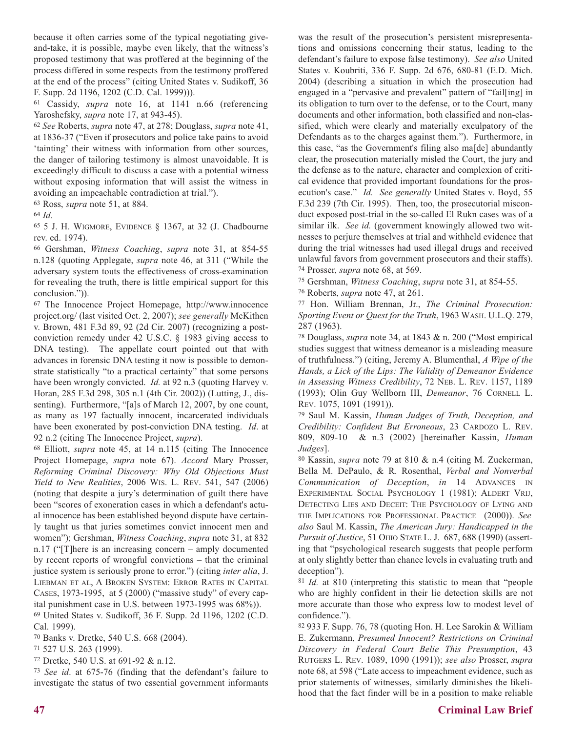because it often carries some of the typical negotiating give-and-take, it is possible, maybe even likely, that the witness's proposed testimony that was proffered at the beginning of the process differed in some respects from the testimony proffered at the end of the process" (citing United States v. Sudikoff, 36 F. Supp. 2d 1196, 1202 (C.D. Cal. 1999))).

[61] Cassidy, *supra* note 16, at 1141 n.66 (referencing Yaroshefsky, *supra* note 17, at 943-45).

[62] *See* Roberts, *supra* note 47, at 278; Douglass, *supra* note 41, at 1836-37 ("Even if prosecutors and police take pains to avoid 'tainting' their witness with information from other sources, the danger of tailoring testimony is almost unavoidable. It is exceedingly difficult to discuss a case with a potential witness without exposing information that will assist the witness in avoiding an impeachable contradiction at trial.").

[63] Ross, *supra* note 51, at 884.

[64] *Id.*

[65] 5 J. H. Wigmore, Evidence § 1367, at 32 (J. Chadbourne rev. ed. 1974).

[66] Gershman, *Witness Coaching*, *supra* note 31, at 854-55 n.128 (quoting Applegate, *supra* note 46, at 311 ("While the adversary system touts the effectiveness of cross-examination for revealing the truth, there is little empirical support for this conclusion.")).

[67] The Innocence Project Homepage, http://www.innocenceproject.org/ (last visited Oct. 2, 2007); *see generally* McKithen v. Brown, 481 F.3d 89, 92 (2d Cir. 2007) (recognizing a post-conviction remedy under 42 U.S.C. § 1983 giving access to DNA testing). The appellate court pointed out that with advances in forensic DNA testing it now is possible to demonstrate statistically "to a practical certainty" that some persons have been wrongly convicted. *Id.* at 92 n.3 (quoting Harvey v. Horan, 285 F.3d 298, 305 n.1 (4th Cir. 2002)) (Lutting, J., dissenting). Furthermore, "[a]s of March 12, 2007, by one count, as many as 197 factually innocent, incarcerated individuals have been exonerated by post-conviction DNA testing. *Id*. at 92 n.2 (citing The Innocence Project, *supra*).

[68] Elliott, *supra* note 45, at 14 n.115 (citing The Innocence Project Homepage, *supra* note 67). *Accord* Mary Prosser, *Reforming Criminal Discovery: Why Old Objections Must Yield to New Realities*, 2006 Wis. L. Rev. 541, 547 (2006) (noting that despite a jury's determination of guilt there have been "scores of exoneration cases in which a defendant's actual innocence has been established beyond dispute have certainly taught us that juries sometimes convict innocent men and women"); Gershman, *Witness Coaching*, *supra* note 31, at 832 n.17 ("[T]here is an increasing concern – amply documented by recent reports of wrongful convictions – that the criminal justice system is seriously prone to error.") (citing *inter alia*, J. Liebman et al, A Broken System: Error Rates in Capital Cases, 1973-1995, at 5 (2000) ("massive study" of every capital punishment case in U.S. between 1973-1995 was 68%)).

[69] United States v. Sudikoff, 36 F. Supp. 2d 1196, 1202 (C.D. Cal. 1999).

[70] Banks v. Dretke, 540 U.S. 668 (2004).

[71] 527 U.S. 263 (1999).

[72] Dretke, 540 U.S. at 691-92 & n.12.

[73] *See id*. at 675-76 (finding that the defendant's failure to investigate the status of two essential government informants was the result of the prosecution's persistent misrepresentations and omissions concerning their status, leading to the defendant's failure to expose false testimony). *See also* United States v. Koubriti, 336 F. Supp. 2d 676, 680-81 (E.D. Mich. 2004) (describing a situation in which the prosecution had engaged in a "pervasive and prevalent" pattern of "fail[ing] in its obligation to turn over to the defense, or to the Court, many documents and other information, both classified and non-classified, which were clearly and materially exculpatory of the Defendants as to the charges against them."). Furthermore, in this case, "as the Government's filing also ma[de] abundantly clear, the prosecution materially misled the Court, the jury and the defense as to the nature, character and complexion of critical evidence that provided important foundations for the prosecution's case." *Id. See generally* United States v. Boyd, 55 F.3d 239 (7th Cir. 1995). Then, too, the prosecutorial misconduct exposed post-trial in the so-called El Rukn cases was of a similar ilk. *See id.* (government knowingly allowed two witnesses to perjure themselves at trial and withheld evidence that during the trial witnesses had used illegal drugs and received unlawful favors from government prosecutors and their staffs).

[74] Prosser, *supra* note 68, at 569.

[75] Gershman, *Witness Coaching*, *supra* note 31, at 854-55.

[76] Roberts, *supra* note 47, at 261.

[77] Hon. William Brennan, Jr., *The Criminal Prosecution: Sporting Event or Quest for the Truth*, 1963 Wash. U.L.Q. 279, 287 (1963).

[78] Douglass, *supra* note 34, at 1843 & n. 200 ("Most empirical studies suggest that witness demeanor is a misleading measure of truthfulness.") (citing, Jeremy A. Blumenthal, *A Wipe of the Hands, a Lick of the Lips: The Validity of Demeanor Evidence in Assessing Witness Credibility*, 72 Neb. L. Rev. 1157, 1189 (1993); Olin Guy Wellborn III, *Demeanor*, 76 Cornell L. Rev. 1075, 1091 (1991)).

[79] Saul M. Kassin, *Human Judges of Truth, Deception, and Credibility: Confident But Erroneous*, 23 Cardozo L. Rev. 809, 809-10 & n.3 (2002) [hereinafter Kassin, *Human Judges*].

[80] Kassin, *supra* note 79 at 810 & n.4 (citing M. Zuckerman, Bella M. DePaulo, & R. Rosenthal, *Verbal and Nonverbal Communication of Deception*, *in* 14 Advances in Experimental Social Psychology 1 (1981); Aldert Vrij, Detecting Lies and Deceit: The Psychology of Lying and the Implications for Professional Practice (2000)). *See also* Saul M. Kassin, *The American Jury: Handicapped in the Pursuit of Justice*, 51 Ohio State L. J. 687, 688 (1990) (asserting that "psychological research suggests that people perform at only slightly better than chance levels in evaluating truth and deception").

[81] *Id.* at 810 (interpreting this statistic to mean that "people who are highly confident in their lie detection skills are not more accurate than those who express low to modest level of confidence.").

[82] 933 F. Supp. 76, 78 (quoting Hon. H. Lee Sarokin & William E. Zukermann, *Presumed Innocent? Restrictions on Criminal Discovery in Federal Court Belie This Presumption*, 43 Rutgers L. Rev. 1089, 1090 (1991)); *see also* Prosser, *supra* note 68, at 598 ("Late access to impeachment evidence, such as prior statements of witnesses, similarly diminishes the likelihood that the fact finder will be in a position to make reliable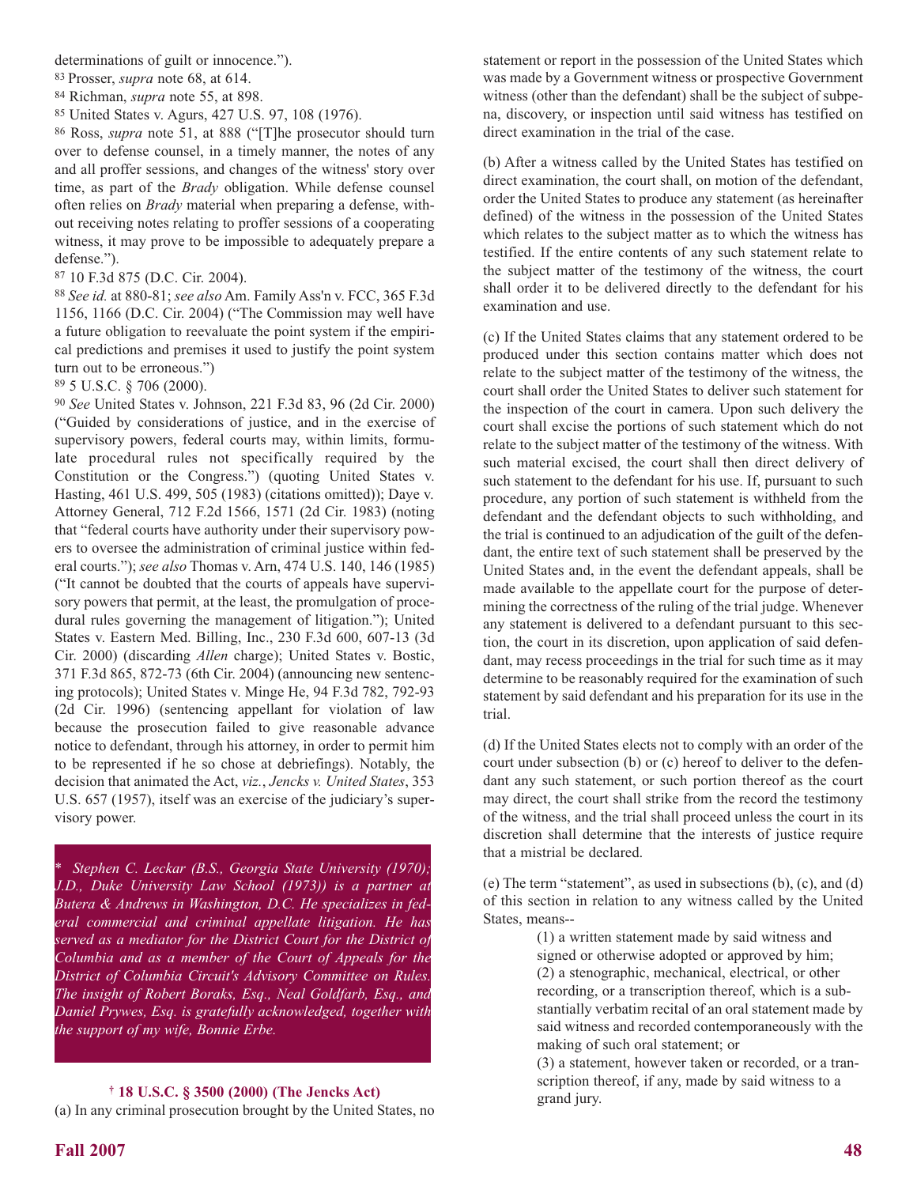determinations of guilt or innocence.").

[83] Prosser, *supra* note 68, at 614.

[84] Richman, *supra* note 55, at 898.

[85] United States v. Agurs, 427 U.S. 97, 108 (1976).

[86] Ross, *supra* note 51, at 888 ("[T]he prosecutor should turn over to defense counsel, in a timely manner, the notes of any and all proffer sessions, and changes of the witness' story over time, as part of the *Brady* obligation. While defense counsel often relies on *Brady* material when preparing a defense, without receiving notes relating to proffer sessions of a cooperating witness, it may prove to be impossible to adequately prepare a defense.").

[87] 10 F.3d 875 (D.C. Cir. 2004).

[88] *See id.* at 880-81; *see also* Am. Family Ass'n v. FCC, 365 F.3d 1156, 1166 (D.C. Cir. 2004) ("The Commission may well have a future obligation to reevaluate the point system if the empirical predictions and premises it used to justify the point system turn out to be erroneous.")

[89] 5 U.S.C. § 706 (2000).

[90] *See* United States v. Johnson, 221 F.3d 83, 96 (2d Cir. 2000) ("Guided by considerations of justice, and in the exercise of supervisory powers, federal courts may, within limits, formulate procedural rules not specifically required by the Constitution or the Congress.") (quoting United States v. Hasting, 461 U.S. 499, 505 (1983) (citations omitted)); Daye v. Attorney General, 712 F.2d 1566, 1571 (2d Cir. 1983) (noting that "federal courts have authority under their supervisory powers to oversee the administration of criminal justice within federal courts."); *see also* Thomas v. Arn, 474 U.S. 140, 146 (1985) ("It cannot be doubted that the courts of appeals have supervisory powers that permit, at the least, the promulgation of procedural rules governing the management of litigation."); United States v. Eastern Med. Billing, Inc., 230 F.3d 600, 607-13 (3d Cir. 2000) (discarding *Allen* charge); United States v. Bostic, 371 F.3d 865, 872-73 (6th Cir. 2004) (announcing new sentencing protocols); United States v. Minge He, 94 F.3d 782, 792-93 (2d Cir. 1996) (sentencing appellant for violation of law because the prosecution failed to give reasonable advance notice to defendant, through his attorney, in order to permit him to be represented if he so chose at debriefings). Notably, the decision that animated the Act, *viz.*, *Jencks v. United States*, 353 U.S. 657 (1957), itself was an exercise of the judiciary's supervisory power.

*\* Stephen C. Leckar (B.S., Georgia State University (1970); J.D., Duke University Law School (1973)) is a partner at Butera & Andrews in Washington, D.C. He specializes in federal commercial and criminal appellate litigation. He has served as a mediator for the District Court for the District of Columbia and as a member of the Court of Appeals for the District of Columbia Circuit's Advisory Committee on Rules. The insight of Robert Boraks, Esq., Neal Goldfarb, Esq., and Daniel Prywes, Esq. is gratefully acknowledged, together with the support of my wife, Bonnie Erbe.*

**† 18 U.S.C. § 3500 (2000) (The Jencks Act)**

(a) In any criminal prosecution brought by the United States, no statement or report in the possession of the United States which was made by a Government witness or prospective Government witness (other than the defendant) shall be the subject of subpena, discovery, or inspection until said witness has testified on direct examination in the trial of the case.

(b) After a witness called by the United States has testified on direct examination, the court shall, on motion of the defendant, order the United States to produce any statement (as hereinafter defined) of the witness in the possession of the United States which relates to the subject matter as to which the witness has testified. If the entire contents of any such statement relate to the subject matter of the testimony of the witness, the court shall order it to be delivered directly to the defendant for his examination and use.

(c) If the United States claims that any statement ordered to be produced under this section contains matter which does not relate to the subject matter of the testimony of the witness, the court shall order the United States to deliver such statement for the inspection of the court in camera. Upon such delivery the court shall excise the portions of such statement which do not relate to the subject matter of the testimony of the witness. With such material excised, the court shall then direct delivery of such statement to the defendant for his use. If, pursuant to such procedure, any portion of such statement is withheld from the defendant and the defendant objects to such withholding, and the trial is continued to an adjudication of the guilt of the defendant, the entire text of such statement shall be preserved by the United States and, in the event the defendant appeals, shall be made available to the appellate court for the purpose of determining the correctness of the ruling of the trial judge. Whenever any statement is delivered to a defendant pursuant to this section, the court in its discretion, upon application of said defendant, may recess proceedings in the trial for such time as it may determine to be reasonably required for the examination of such statement by said defendant and his preparation for its use in the trial.

(d) If the United States elects not to comply with an order of the court under subsection (b) or (c) hereof to deliver to the defendant any such statement, or such portion thereof as the court may direct, the court shall strike from the record the testimony of the witness, and the trial shall proceed unless the court in its discretion shall determine that the interests of justice require that a mistrial be declared.

(e) The term "statement", as used in subsections (b), (c), and (d) of this section in relation to any witness called by the United States, means--

> (1) a written statement made by said witness and signed or otherwise adopted or approved by him;
> (2) a stenographic, mechanical, electrical, or other recording, or a transcription thereof, which is a substantially verbatim recital of an oral statement made by said witness and recorded contemporaneously with the making of such oral statement; or
> (3) a statement, however taken or recorded, or a transcription thereof, if any, made by said witness to a grand jury.